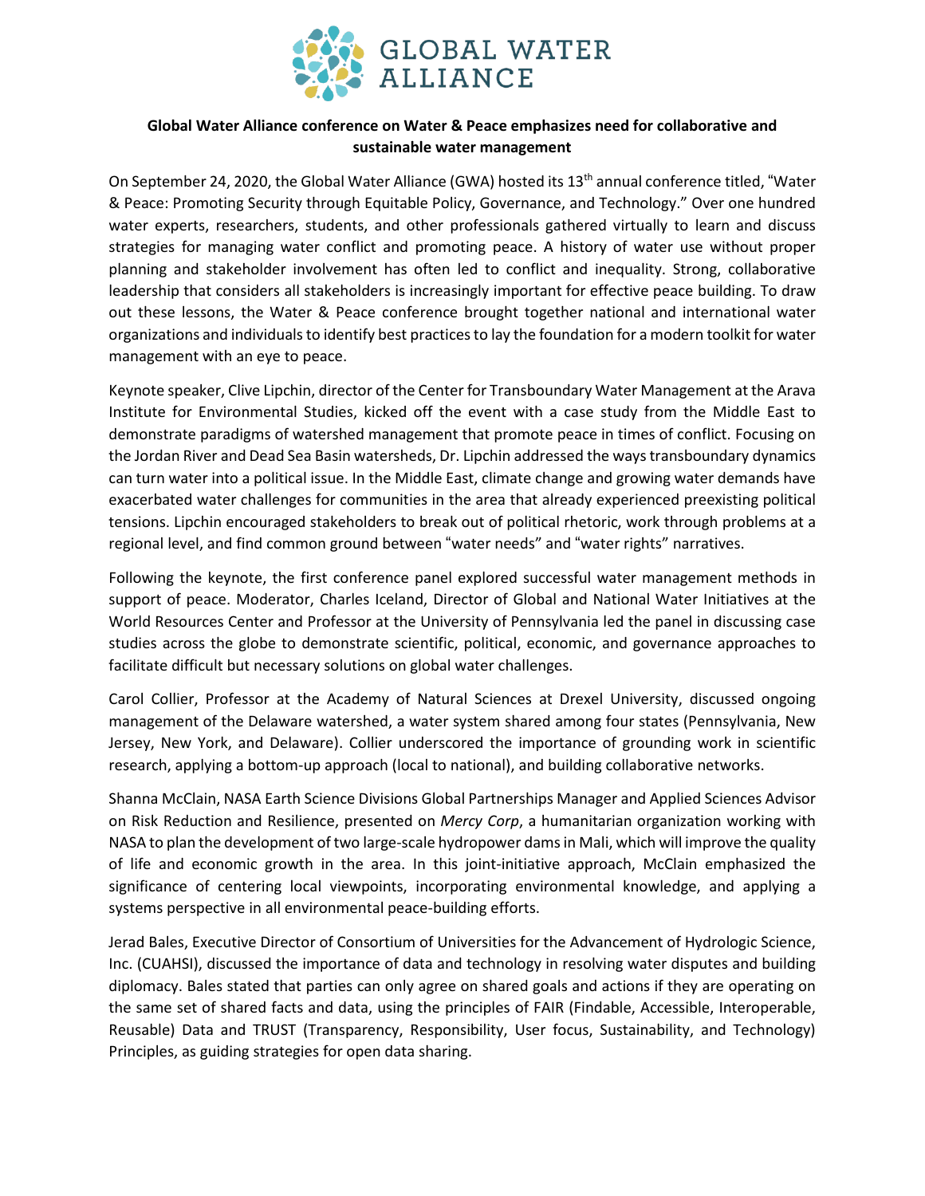GLOBAL WATER ALLIANCE

**Global Water Alliance conference on Water & Peace emphasizes need for collaborative and sustainable water management**

On September 24, 2020, the Global Water Alliance (GWA) hosted its 13th annual conference titled, "Water & Peace: Promoting Security through Equitable Policy, Governance, and Technology." Over one hundred water experts, researchers, students, and other professionals gathered virtually to learn and discuss strategies for managing water conflict and promoting peace. A history of water use without proper planning and stakeholder involvement has often led to conflict and inequality. Strong, collaborative leadership that considers all stakeholders is increasingly important for effective peace building. To draw out these lessons, the Water & Peace conference brought together national and international water organizations and individuals to identify best practices to lay the foundation for a modern toolkit for water management with an eye to peace.

Keynote speaker, Clive Lipchin, director of the Center for Transboundary Water Management at the Arava Institute for Environmental Studies, kicked off the event with a case study from the Middle East to demonstrate paradigms of watershed management that promote peace in times of conflict. Focusing on the Jordan River and Dead Sea Basin watersheds, Dr. Lipchin addressed the ways transboundary dynamics can turn water into a political issue. In the Middle East, climate change and growing water demands have exacerbated water challenges for communities in the area that already experienced preexisting political tensions. Lipchin encouraged stakeholders to break out of political rhetoric, work through problems at a regional level, and find common ground between "water needs" and "water rights" narratives.

Following the keynote, the first conference panel explored successful water management methods in support of peace. Moderator, Charles Iceland, Director of Global and National Water Initiatives at the World Resources Center and Professor at the University of Pennsylvania led the panel in discussing case studies across the globe to demonstrate scientific, political, economic, and governance approaches to facilitate difficult but necessary solutions on global water challenges.

Carol Collier, Professor at the Academy of Natural Sciences at Drexel University, discussed ongoing management of the Delaware watershed, a water system shared among four states (Pennsylvania, New Jersey, New York, and Delaware). Collier underscored the importance of grounding work in scientific research, applying a bottom-up approach (local to national), and building collaborative networks.

Shanna McClain, NASA Earth Science Divisions Global Partnerships Manager and Applied Sciences Advisor on Risk Reduction and Resilience, presented on *Mercy Corp*, a humanitarian organization working with NASA to plan the development of two large-scale hydropower dams in Mali, which will improve the quality of life and economic growth in the area. In this joint-initiative approach, McClain emphasized the significance of centering local viewpoints, incorporating environmental knowledge, and applying a systems perspective in all environmental peace-building efforts.

Jerad Bales, Executive Director of Consortium of Universities for the Advancement of Hydrologic Science, Inc. (CUAHSI), discussed the importance of data and technology in resolving water disputes and building diplomacy. Bales stated that parties can only agree on shared goals and actions if they are operating on the same set of shared facts and data, using the principles of FAIR (Findable, Accessible, Interoperable, Reusable) Data and TRUST (Transparency, Responsibility, User focus, Sustainability, and Technology) Principles, as guiding strategies for open data sharing.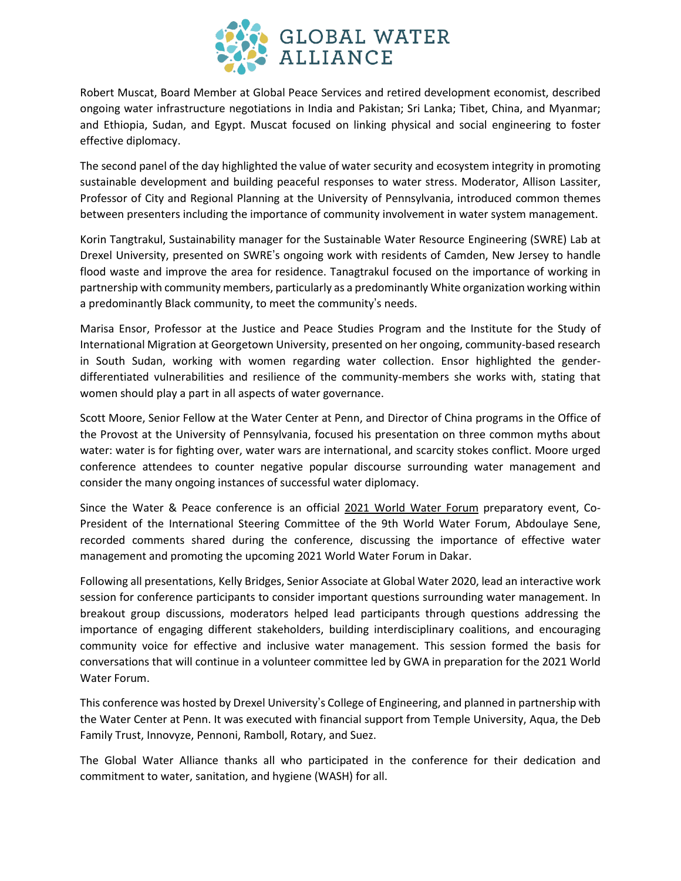Robert Muscat, Board Member at Global Peace Services and retired development economist, described ongoing water infrastructure negotiations in India and Pakistan; Sri Lanka; Tibet, China, and Myanmar; and Ethiopia, Sudan, and Egypt. Muscat focused on linking physical and social engineering to foster effective diplomacy.

The second panel of the day highlighted the value of water security and ecosystem integrity in promoting sustainable development and building peaceful responses to water stress. Moderator, Allison Lassiter, Professor of City and Regional Planning at the University of Pennsylvania, introduced common themes between presenters including the importance of community involvement in water system management.

Korin Tangtrakul, Sustainability manager for the Sustainable Water Resource Engineering (SWRE) Lab at Drexel University, presented on SWRE's ongoing work with residents of Camden, New Jersey to handle flood waste and improve the area for residence. Tanagtrakul focused on the importance of working in partnership with community members, particularly as a predominantly White organization working within a predominantly Black community, to meet the community's needs.

Marisa Ensor, Professor at the Justice and Peace Studies Program and the Institute for the Study of International Migration at Georgetown University, presented on her ongoing, community-based research in South Sudan, working with women regarding water collection. Ensor highlighted the gender-differentiated vulnerabilities and resilience of the community-members she works with, stating that women should play a part in all aspects of water governance.

Scott Moore, Senior Fellow at the Water Center at Penn, and Director of China programs in the Office of the Provost at the University of Pennsylvania, focused his presentation on three common myths about water: water is for fighting over, water wars are international, and scarcity stokes conflict. Moore urged conference attendees to counter negative popular discourse surrounding water management and consider the many ongoing instances of successful water diplomacy.

Since the Water & Peace conference is an official 2021 World Water Forum preparatory event, Co-President of the International Steering Committee of the 9th World Water Forum, Abdoulaye Sene, recorded comments shared during the conference, discussing the importance of effective water management and promoting the upcoming 2021 World Water Forum in Dakar.

Following all presentations, Kelly Bridges, Senior Associate at Global Water 2020, lead an interactive work session for conference participants to consider important questions surrounding water management. In breakout group discussions, moderators helped lead participants through questions addressing the importance of engaging different stakeholders, building interdisciplinary coalitions, and encouraging community voice for effective and inclusive water management. This session formed the basis for conversations that will continue in a volunteer committee led by GWA in preparation for the 2021 World Water Forum.

This conference was hosted by Drexel University's College of Engineering, and planned in partnership with the Water Center at Penn. It was executed with financial support from Temple University, Aqua, the Deb Family Trust, Innovyze, Pennoni, Ramboll, Rotary, and Suez.

The Global Water Alliance thanks all who participated in the conference for their dedication and commitment to water, sanitation, and hygiene (WASH) for all.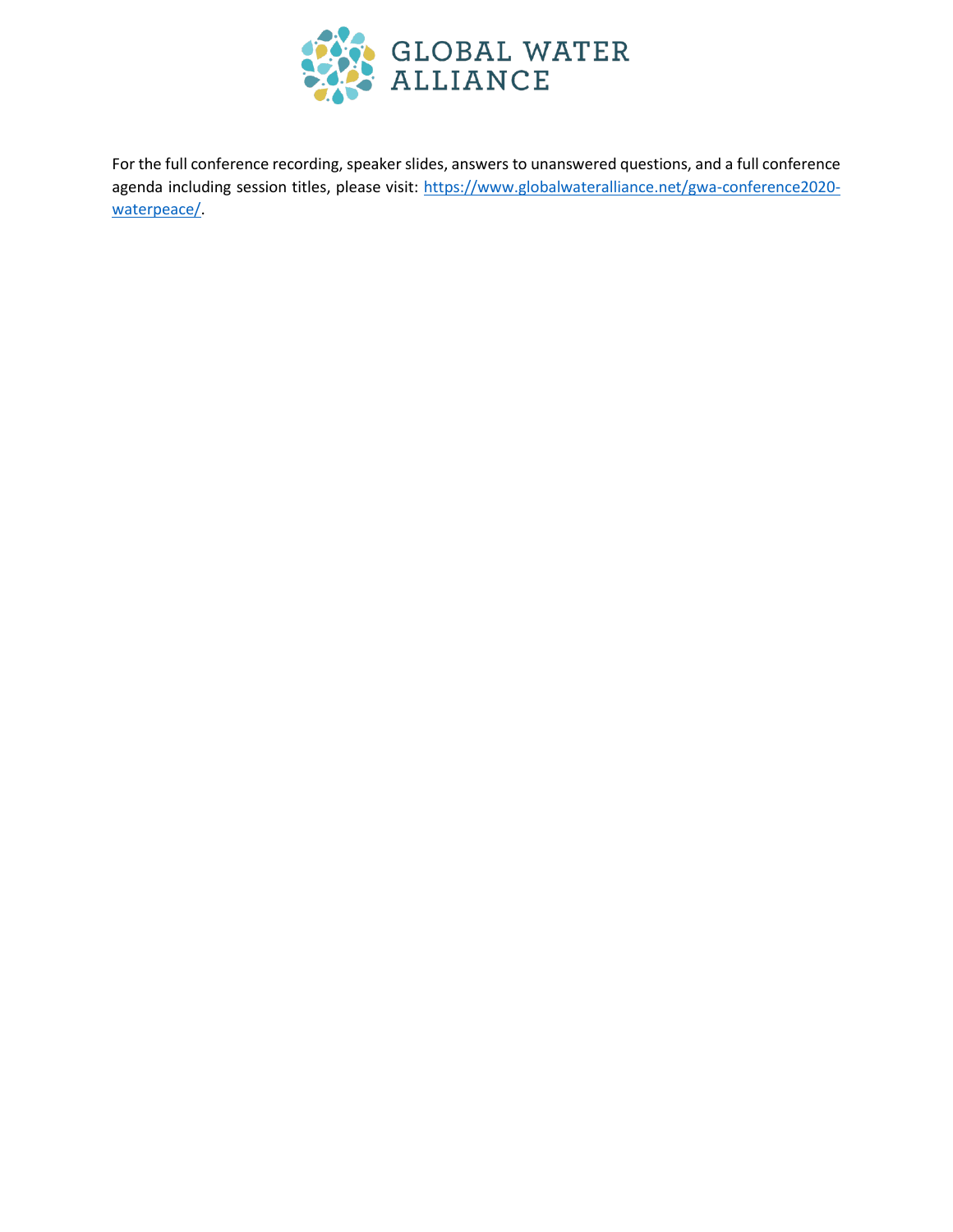GLOBAL WATER ALLIANCE

For the full conference recording, speaker slides, answers to unanswered questions, and a full conference agenda including session titles, please visit: [https://www.globalwateralliance.net/gwa-conference2020-waterpeace/](https://www.globalwateralliance.net/gwa-conference2020-waterpeace/).